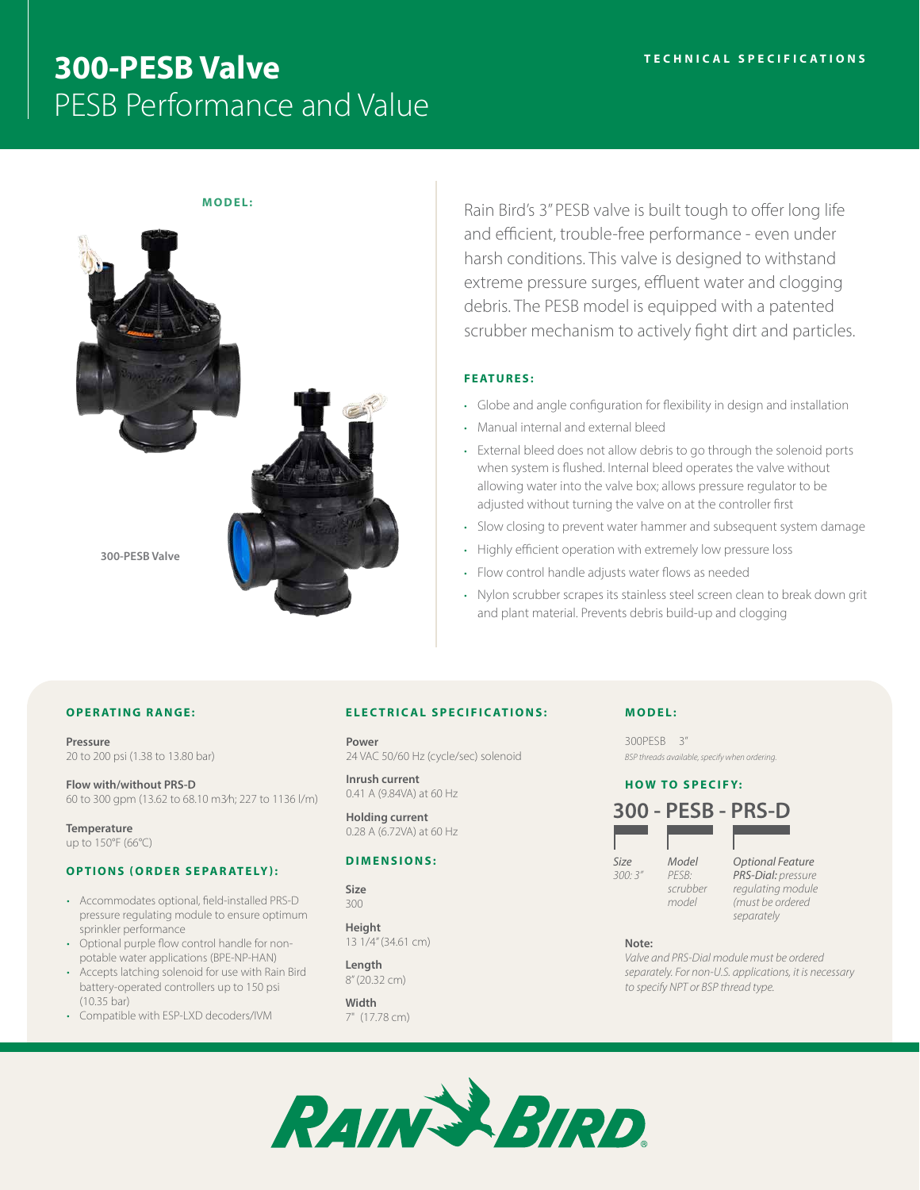TECHNICAL SPECIFICATIONS

# 300-PESB Valve

## PESB Performance and Value

**MODEL:**

300-PESB Valve

Rain Bird's 3" PESB valve is built tough to offer long life and efficient, trouble-free performance - even under harsh conditions. This valve is designed to withstand extreme pressure surges, effluent water and clogging debris. The PESB model is equipped with a patented scrubber mechanism to actively fight dirt and particles.

### FEATURES:

- Globe and angle configuration for flexibility in design and installation
- Manual internal and external bleed
- External bleed does not allow debris to go through the solenoid ports when system is flushed. Internal bleed operates the valve without allowing water into the valve box; allows pressure regulator to be adjusted without turning the valve on at the controller first
- Slow closing to prevent water hammer and subsequent system damage
- Highly efficient operation with extremely low pressure loss
- Flow control handle adjusts water flows as needed
- Nylon scrubber scrapes its stainless steel screen clean to break down grit and plant material. Prevents debris build-up and clogging

### OPERATING RANGE:

**Pressure**
20 to 200 psi (1.38 to 13.80 bar)

**Flow with/without PRS-D**
60 to 300 gpm (13.62 to 68.10 $m^3/h$; 227 to 1136 l/m)

**Temperature**
up to 150°F (66°C)

### OPTIONS (ORDER SEPARATELY):

- Accommodates optional, field-installed PRS-D pressure regulating module to ensure optimum sprinkler performance
- Optional purple flow control handle for non-potable water applications (BPE-NP-HAN)
- Accepts latching solenoid for use with Rain Bird battery-operated controllers up to 150 psi (10.35 bar)
- Compatible with ESP-LXD decoders/IVM

### ELECTRICAL SPECIFICATIONS:

**Power**
24 VAC 50/60 Hz (cycle/sec) solenoid

**Inrush current**
0.41 A (9.84VA) at 60 Hz

**Holding current**
0.28 A (6.72VA) at 60 Hz

### DIMENSIONS:

**Size**
300

**Height**
13 1/4" (34.61 cm)

**Length**
8" (20.32 cm)

**Width**
7" (17.78 cm)

### MODEL:

300PESB 3"
*BSP threads available, specify when ordering.*

### HOW TO SPECIFY:

**300 - PESB - PRS-D**

| Size | Model | Optional Feature |
|---|---|---|
| *300: 3"* | *PESB: scrubber model* | ***PRS-Dial:** pressure regulating module (must be ordered separately* |

**Note:**
*Valve and PRS-Dial module must be ordered separately. For non-U.S. applications, it is necessary to specify NPT or BSP thread type.*

RAIN BIRD®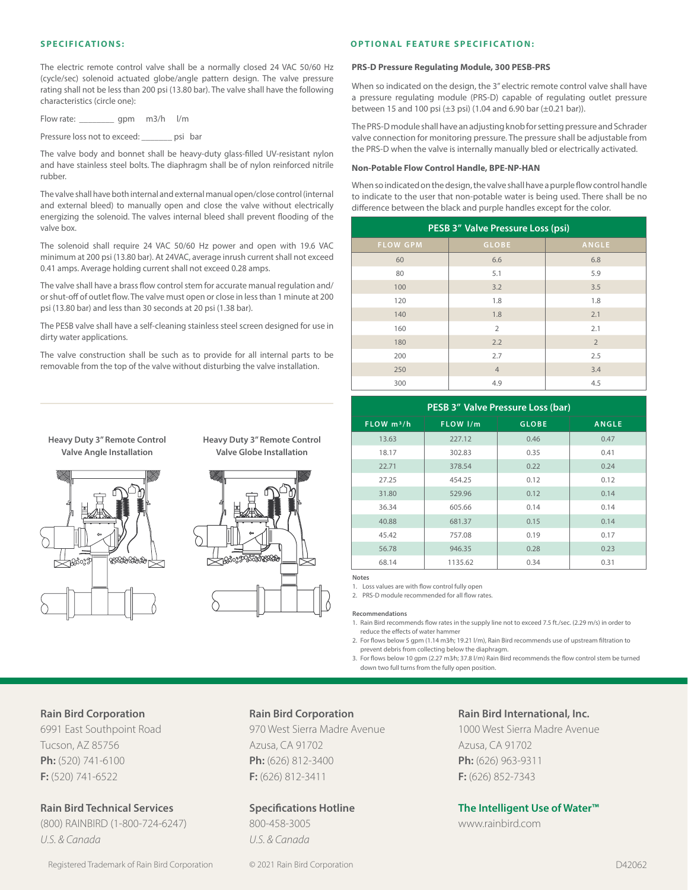## SPECIFICATIONS:

The electric remote control valve shall be a normally closed 24 VAC 50/60 Hz (cycle/sec) solenoid actuated globe/angle pattern design. The valve pressure rating shall not be less than 200 psi (13.80 bar). The valve shall have the following characteristics (circle one):

Flow rate: ________ gpm m3/h l/m

Pressure loss not to exceed: _______ psi bar

The valve body and bonnet shall be heavy-duty glass-filled UV-resistant nylon and have stainless steel bolts. The diaphragm shall be of nylon reinforced nitrile rubber.

The valve shall have both internal and external manual open/close control (internal and external bleed) to manually open and close the valve without electrically energizing the solenoid. The valves internal bleed shall prevent flooding of the valve box.

The solenoid shall require 24 VAC 50/60 Hz power and open with 19.6 VAC minimum at 200 psi (13.80 bar). At 24VAC, average inrush current shall not exceed 0.41 amps. Average holding current shall not exceed 0.28 amps.

The valve shall have a brass flow control stem for accurate manual regulation and/or shut-off of outlet flow. The valve must open or close in less than 1 minute at 200 psi (13.80 bar) and less than 30 seconds at 20 psi (1.38 bar).

The PESB valve shall have a self-cleaning stainless steel screen designed for use in dirty water applications.

The valve construction shall be such as to provide for all internal parts to be removable from the top of the valve without disturbing the valve installation.

**Heavy Duty 3" Remote Control Valve Angle Installation**

**Heavy Duty 3" Remote Control Valve Globe Installation**

## OPTIONAL FEATURE SPECIFICATION:

### PRS-D Pressure Regulating Module, 300 PESB-PRS

When so indicated on the design, the 3" electric remote control valve shall have a pressure regulating module (PRS-D) capable of regulating outlet pressure between 15 and 100 psi (±3 psi) (1.04 and 6.90 bar (±0.21 bar)).

The PRS-D module shall have an adjusting knob for setting pressure and Schrader valve connection for monitoring pressure. The pressure shall be adjustable from the PRS-D when the valve is internally manually bled or electrically activated.

### Non-Potable Flow Control Handle, BPE-NP-HAN

When so indicated on the design, the valve shall have a purple flow control handle to indicate to the user that non-potable water is being used. There shall be no difference between the black and purple handles except for the color.

**PESB 3" Valve Pressure Loss (psi)**

| FLOW GPM | GLOBE | ANGLE |
|---|---|---|
| 60 | 6.6 | 6.8 |
| 80 | 5.1 | 5.9 |
| 100 | 3.2 | 3.5 |
| 120 | 1.8 | 1.8 |
| 140 | 1.8 | 2.1 |
| 160 | 2 | 2.1 |
| 180 | 2.2 | 2 |
| 200 | 2.7 | 2.5 |
| 250 | 4 | 3.4 |
| 300 | 4.9 | 4.5 |

**PESB 3" Valve Pressure Loss (bar)**

| FLOW $m^3/h$ | FLOW l/m | GLOBE | ANGLE |
|---|---|---|---|
| 13.63 | 227.12 | 0.46 | 0.47 |
| 18.17 | 302.83 | 0.35 | 0.41 |
| 22.71 | 378.54 | 0.22 | 0.24 |
| 27.25 | 454.25 | 0.12 | 0.12 |
| 31.80 | 529.96 | 0.12 | 0.14 |
| 36.34 | 605.66 | 0.14 | 0.14 |
| 40.88 | 681.37 | 0.15 | 0.14 |
| 45.42 | 757.08 | 0.19 | 0.17 |
| 56.78 | 946.35 | 0.28 | 0.23 |
| 68.14 | 1135.62 | 0.34 | 0.31 |

**Notes**

1. Loss values are with flow control fully open
2. PRS-D module recommended for all flow rates.

**Recommendations**

1. Rain Bird recommends flow rates in the supply line not to exceed 7.5 ft./sec. (2.29 m/s) in order to reduce the effects of water hammer
2. For flows below 5 gpm (1.14 m3/h; 19.21 l/m), Rain Bird recommends use of upstream filtration to prevent debris from collecting below the diaphragm.
3. For flows below 10 gpm (2.27 m3/h; 37.8 l/m) Rain Bird recommends the flow control stem be turned down two full turns from the fully open position.

**Rain Bird Corporation**
6991 East Southpoint Road
Tucson, AZ 85756
**Ph:** (520) 741-6100
**F:** (520) 741-6522

**Rain Bird Corporation**
970 West Sierra Madre Avenue
Azusa, CA 91702
**Ph:** (626) 812-3400
**F:** (626) 812-3411

**Rain Bird International, Inc.**
1000 West Sierra Madre Avenue
Azusa, CA 91702
**Ph:** (626) 963-9311
**F:** (626) 852-7343

**Rain Bird Technical Services**
(800) RAINBIRD (1-800-724-6247)
*U.S. & Canada*

**Specifications Hotline**
800-458-3005
*U.S. & Canada*

**The Intelligent Use of Water™**
www.rainbird.com

Registered Trademark of Rain Bird Corporation

© 2021 Rain Bird Corporation

D42062